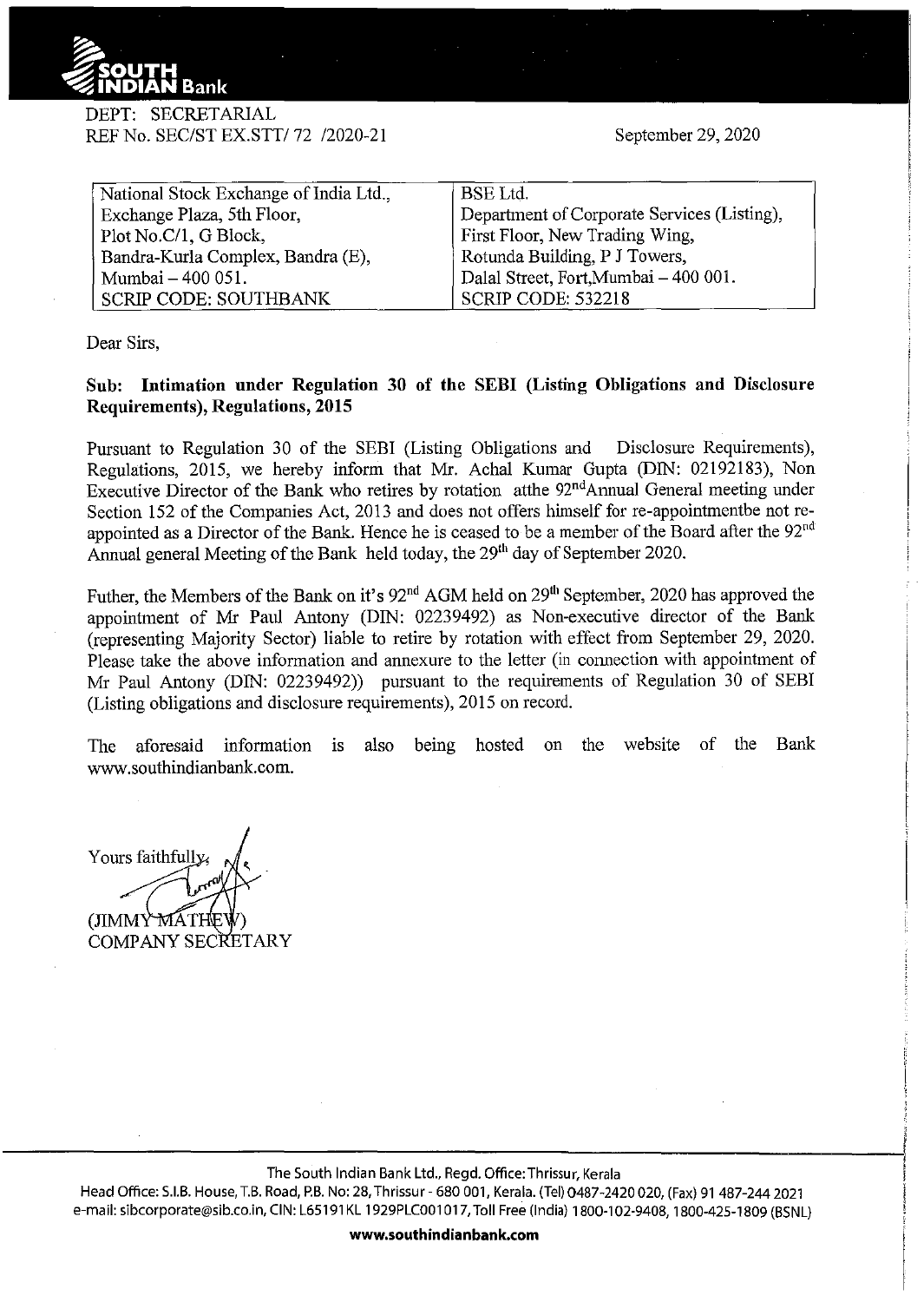SOUTH INDIAN Bank

DEPT: SECRETARIAL
REF No. SEC/ST EX.STT/ 72 /2020-21

September 29, 2020

| National Stock Exchange of India Ltd., | BSE Ltd. |
|---|---|
| Exchange Plaza, 5th Floor, | Department of Corporate Services (Listing), |
| Plot No.C/1, G Block, | First Floor, New Trading Wing, |
| Bandra-Kurla Complex, Bandra (E), | Rotunda Building, P J Towers, |
| Mumbai – 400 051. | Dalal Street, Fort,Mumbai – 400 001. |
| SCRIP CODE: SOUTHBANK | SCRIP CODE: 532218 |

Dear Sirs,

**Sub: Intimation under Regulation 30 of the SEBI (Listing Obligations and Disclosure Requirements), Regulations, 2015**

Pursuant to Regulation 30 of the SEBI (Listing Obligations and Disclosure Requirements), Regulations, 2015, we hereby inform that Mr. Achal Kumar Gupta (DIN: 02192183), Non Executive Director of the Bank who retires by rotation atthe 92nd Annual General meeting under Section 152 of the Companies Act, 2013 and does not offers himself for re-appointmentbe not re-appointed as a Director of the Bank. Hence he is ceased to be a member of the Board after the 92nd Annual general Meeting of the Bank held today, the 29th day of September 2020.

Futher, the Members of the Bank on it's 92nd AGM held on 29th September, 2020 has approved the appointment of Mr Paul Antony (DIN: 02239492) as Non-executive director of the Bank (representing Majority Sector) liable to retire by rotation with effect from September 29, 2020. Please take the above information and annexure to the letter (in connection with appointment of Mr Paul Antony (DIN: 02239492)) pursuant to the requirements of Regulation 30 of SEBI (Listing obligations and disclosure requirements), 2015 on record.

The aforesaid information is also being hosted on the website of the Bank www.southindianbank.com.

Yours faithfully,

(JIMMY MATHEW)
COMPANY SECRETARY

The South Indian Bank Ltd., Regd. Office: Thrissur, Kerala
Head Office: S.I.B. House, T.B. Road, P.B. No: 28, Thrissur - 680 001, Kerala. (Tel) 0487-2420 020, (Fax) 91 487-244 2021
e-mail: sibcorporate@sib.co.in, CIN: L65191KL1929PLC001017, Toll Free (India) 1800-102-9408, 1800-425-1809 (BSNL)

**www.southindianbank.com**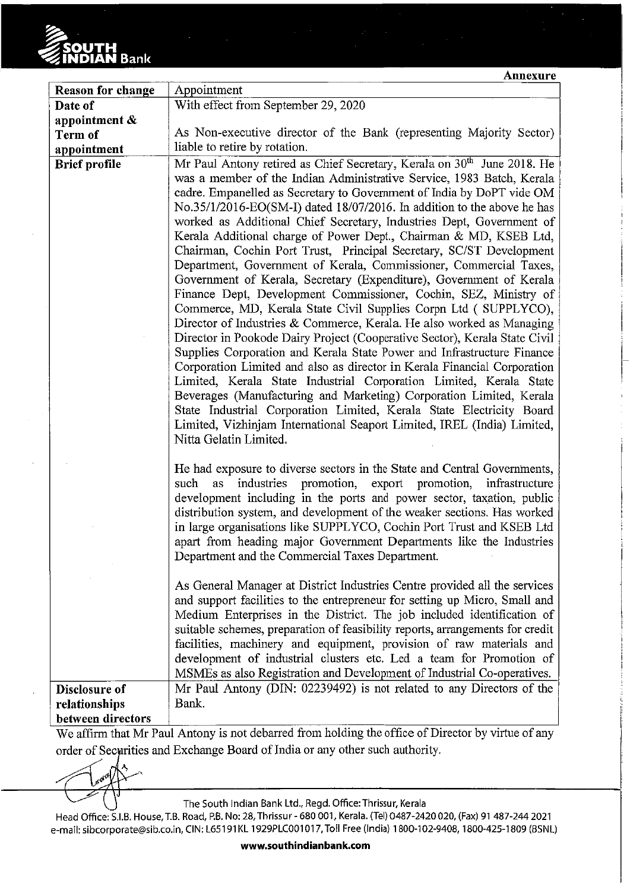**Annexure**

| | |
|---|---|
| **Reason for change** | Appointment |
| **Date of appointment & Term of appointment** | With effect from September 29, 2020<br><br>As Non-executive director of the Bank (representing Majority Sector) liable to retire by rotation. |
| **Brief profile** | Mr Paul Antony retired as Chief Secretary, Kerala on 30th June 2018. He was a member of the Indian Administrative Service, 1983 Batch, Kerala cadre. Empanelled as Secretary to Government of India by DoPT vide OM No.35/1/2016-EO(SM-I) dated 18/07/2016. In addition to the above he has worked as Additional Chief Secretary, Industries Dept, Government of Kerala Additional charge of Power Dept., Chairman & MD, KSEB Ltd, Chairman, Cochin Port Trust, Principal Secretary, SC/ST Development Department, Government of Kerala, Commissioner, Commercial Taxes, Government of Kerala, Secretary (Expenditure), Government of Kerala Finance Dept, Development Commissioner, Cochin, SEZ, Ministry of Commerce, MD, Kerala State Civil Supplies Corpn Ltd ( SUPPLYCO), Director of Industries & Commerce, Kerala. He also worked as Managing Director in Pookode Dairy Project (Cooperative Sector), Kerala State Civil Supplies Corporation and Kerala State Power and Infrastructure Finance Corporation Limited and also as director in Kerala Financial Corporation Limited, Kerala State Industrial Corporation Limited, Kerala State Beverages (Manufacturing and Marketing) Corporation Limited, Kerala State Industrial Corporation Limited, Kerala State Electricity Board Limited, Vizhinjam International Seaport Limited, IREL (India) Limited, Nitta Gelatin Limited.<br><br>He had exposure to diverse sectors in the State and Central Governments, such as industries promotion, export promotion, infrastructure development including in the ports and power sector, taxation, public distribution system, and development of the weaker sections. Has worked in large organisations like SUPPLYCO, Cochin Port Trust and KSEB Ltd apart from heading major Government Departments like the Industries Department and the Commercial Taxes Department.<br><br>As General Manager at District Industries Centre provided all the services and support facilities to the entrepreneur for setting up Micro, Small and Medium Enterprises in the District. The job included identification of suitable schemes, preparation of feasibility reports, arrangements for credit facilities, machinery and equipment, provision of raw materials and development of industrial clusters etc. Led a team for Promotion of MSMEs as also Registration and Development of Industrial Co-operatives. |
| **Disclosure of relationships between directors** | Mr Paul Antony (DIN: 02239492) is not related to any Directors of the Bank. |

We affirm that Mr Paul Antony is not debarred from holding the office of Director by virtue of any order of Securities and Exchange Board of India or any other such authority.

The South Indian Bank Ltd., Regd. Office: Thrissur, Kerala
Head Office: S.I.B. House, T.B. Road, P.B. No: 28, Thrissur - 680 001, Kerala. (Tel) 0487-2420 020, (Fax) 91 487-244 2021
e-mail: sibcorporate@sib.co.in, CIN: L65191KL1929PLC001017, Toll Free (India) 1800-102-9408, 1800-425-1809 (BSNL)
**www.southindianbank.com**